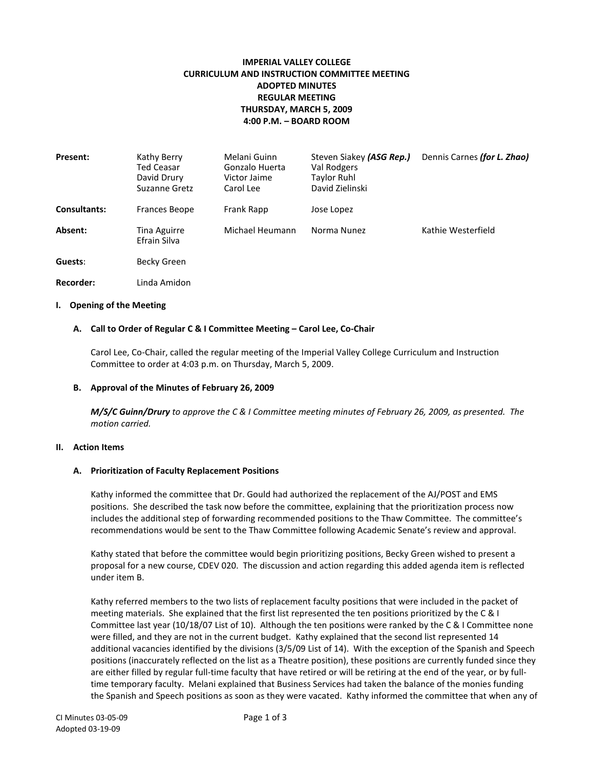**IMPERIAL VALLEY COLLEGE**
**CURRICULUM AND INSTRUCTION COMMITTEE MEETING**
**ADOPTED MINUTES**
**REGULAR MEETING**
**THURSDAY, MARCH 5, 2009**
**4:00 P.M. – BOARD ROOM**

| | | | | |
|---|---|---|---|---|
| **Present:** | Kathy Berry<br>Ted Ceasar<br>David Drury<br>Suzanne Gretz | Melani Guinn<br>Gonzalo Huerta<br>Victor Jaime<br>Carol Lee | Steven Siakey ***(ASG Rep.)***<br>Val Rodgers<br>Taylor Ruhl<br>David Zielinski | Dennis Carnes ***(for L. Zhao)*** |
| **Consultants:** | Frances Beope | Frank Rapp | Jose Lopez | |
| **Absent:** | Tina Aguirre<br>Efrain Silva | Michael Heumann | Norma Nunez | Kathie Westerfield |
| **Guests**: | Becky Green | | | |
| **Recorder:** | Linda Amidon | | | |

## I. Opening of the Meeting

### A. Call to Order of Regular C & I Committee Meeting – Carol Lee, Co-Chair

Carol Lee, Co-Chair, called the regular meeting of the Imperial Valley College Curriculum and Instruction Committee to order at 4:03 p.m. on Thursday, March 5, 2009.

### B. Approval of the Minutes of February 26, 2009

***M/S/C Guinn/Drury*** *to approve the C & I Committee meeting minutes of February 26, 2009, as presented. The motion carried.*

## II. Action Items

### A. Prioritization of Faculty Replacement Positions

Kathy informed the committee that Dr. Gould had authorized the replacement of the AJ/POST and EMS positions. She described the task now before the committee, explaining that the prioritization process now includes the additional step of forwarding recommended positions to the Thaw Committee. The committee's recommendations would be sent to the Thaw Committee following Academic Senate's review and approval.

Kathy stated that before the committee would begin prioritizing positions, Becky Green wished to present a proposal for a new course, CDEV 020. The discussion and action regarding this added agenda item is reflected under item B.

Kathy referred members to the two lists of replacement faculty positions that were included in the packet of meeting materials. She explained that the first list represented the ten positions prioritized by the C & I Committee last year (10/18/07 List of 10). Although the ten positions were ranked by the C & I Committee none were filled, and they are not in the current budget. Kathy explained that the second list represented 14 additional vacancies identified by the divisions (3/5/09 List of 14). With the exception of the Spanish and Speech positions (inaccurately reflected on the list as a Theatre position), these positions are currently funded since they are either filled by regular full-time faculty that have retired or will be retiring at the end of the year, or by full-time temporary faculty. Melani explained that Business Services had taken the balance of the monies funding the Spanish and Speech positions as soon as they were vacated. Kathy informed the committee that when any of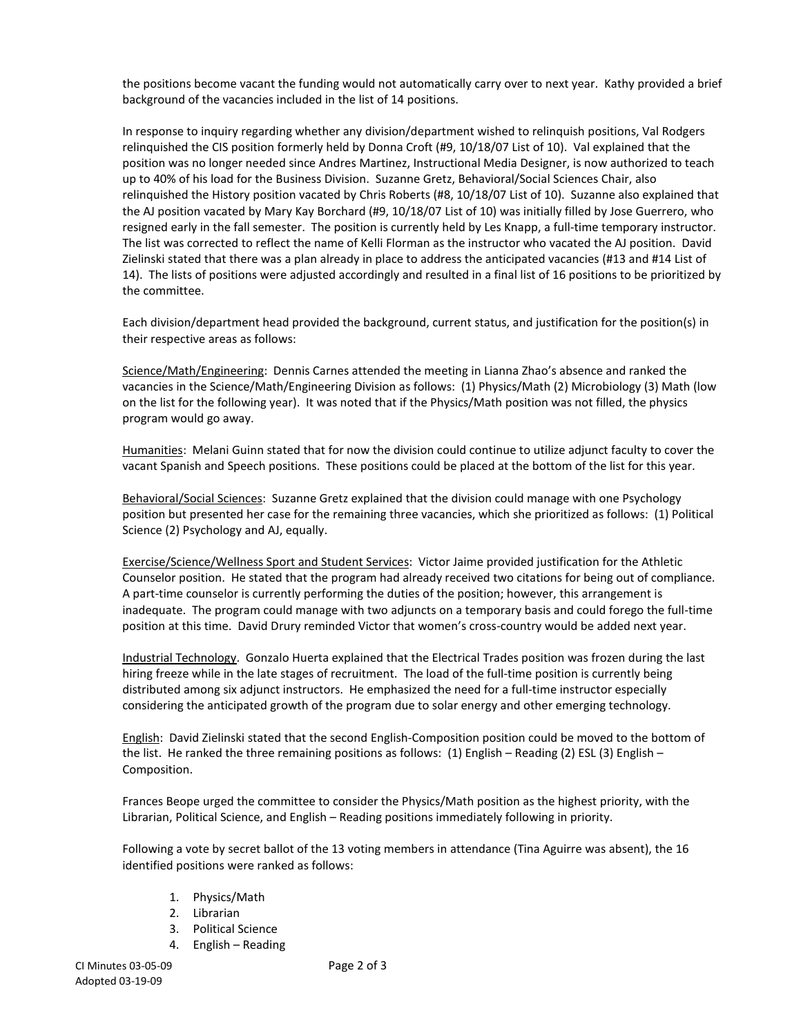the positions become vacant the funding would not automatically carry over to next year. Kathy provided a brief background of the vacancies included in the list of 14 positions.

In response to inquiry regarding whether any division/department wished to relinquish positions, Val Rodgers relinquished the CIS position formerly held by Donna Croft (#9, 10/18/07 List of 10). Val explained that the position was no longer needed since Andres Martinez, Instructional Media Designer, is now authorized to teach up to 40% of his load for the Business Division. Suzanne Gretz, Behavioral/Social Sciences Chair, also relinquished the History position vacated by Chris Roberts (#8, 10/18/07 List of 10). Suzanne also explained that the AJ position vacated by Mary Kay Borchard (#9, 10/18/07 List of 10) was initially filled by Jose Guerrero, who resigned early in the fall semester. The position is currently held by Les Knapp, a full-time temporary instructor. The list was corrected to reflect the name of Kelli Florman as the instructor who vacated the AJ position. David Zielinski stated that there was a plan already in place to address the anticipated vacancies (#13 and #14 List of 14). The lists of positions were adjusted accordingly and resulted in a final list of 16 positions to be prioritized by the committee.

Each division/department head provided the background, current status, and justification for the position(s) in their respective areas as follows:

Science/Math/Engineering: Dennis Carnes attended the meeting in Lianna Zhao's absence and ranked the vacancies in the Science/Math/Engineering Division as follows: (1) Physics/Math (2) Microbiology (3) Math (low on the list for the following year). It was noted that if the Physics/Math position was not filled, the physics program would go away.

Humanities: Melani Guinn stated that for now the division could continue to utilize adjunct faculty to cover the vacant Spanish and Speech positions. These positions could be placed at the bottom of the list for this year.

Behavioral/Social Sciences: Suzanne Gretz explained that the division could manage with one Psychology position but presented her case for the remaining three vacancies, which she prioritized as follows: (1) Political Science (2) Psychology and AJ, equally.

Exercise/Science/Wellness Sport and Student Services: Victor Jaime provided justification for the Athletic Counselor position. He stated that the program had already received two citations for being out of compliance. A part-time counselor is currently performing the duties of the position; however, this arrangement is inadequate. The program could manage with two adjuncts on a temporary basis and could forego the full-time position at this time. David Drury reminded Victor that women's cross-country would be added next year.

Industrial Technology. Gonzalo Huerta explained that the Electrical Trades position was frozen during the last hiring freeze while in the late stages of recruitment. The load of the full-time position is currently being distributed among six adjunct instructors. He emphasized the need for a full-time instructor especially considering the anticipated growth of the program due to solar energy and other emerging technology.

English: David Zielinski stated that the second English-Composition position could be moved to the bottom of the list. He ranked the three remaining positions as follows: (1) English – Reading (2) ESL (3) English – Composition.

Frances Beope urged the committee to consider the Physics/Math position as the highest priority, with the Librarian, Political Science, and English – Reading positions immediately following in priority.

Following a vote by secret ballot of the 13 voting members in attendance (Tina Aguirre was absent), the 16 identified positions were ranked as follows:

1. Physics/Math
2. Librarian
3. Political Science
4. English – Reading

CI Minutes 03-05-09
Adopted 03-19-09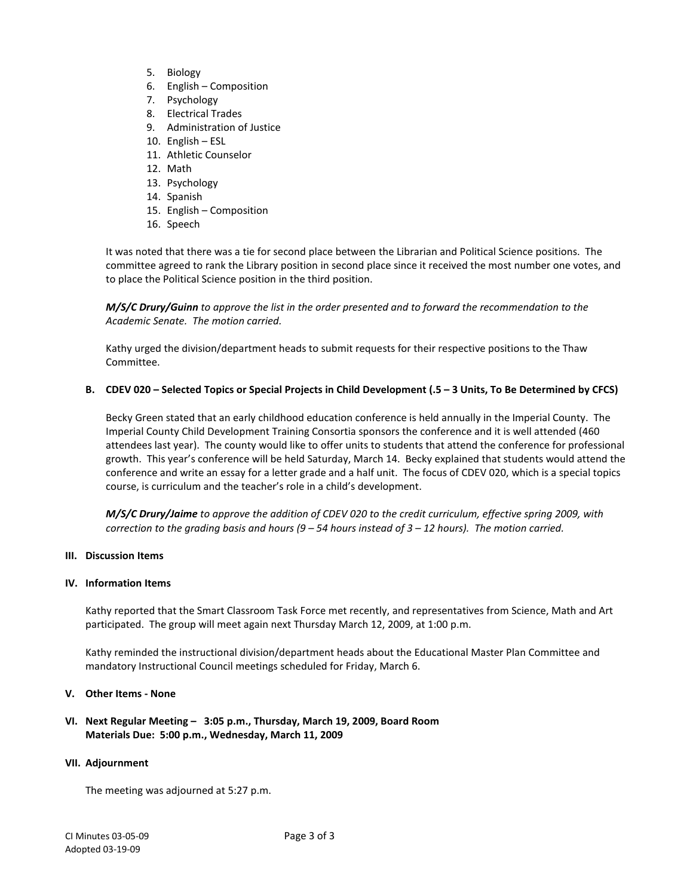5. Biology
6. English – Composition
7. Psychology
8. Electrical Trades
9. Administration of Justice
10. English – ESL
11. Athletic Counselor
12. Math
13. Psychology
14. Spanish
15. English – Composition
16. Speech

It was noted that there was a tie for second place between the Librarian and Political Science positions. The committee agreed to rank the Library position in second place since it received the most number one votes, and to place the Political Science position in the third position.

***M/S/C Drury/Guinn*** *to approve the list in the order presented and to forward the recommendation to the Academic Senate. The motion carried.*

Kathy urged the division/department heads to submit requests for their respective positions to the Thaw Committee.

**B. CDEV 020 – Selected Topics or Special Projects in Child Development (.5 – 3 Units, To Be Determined by CFCS)**

Becky Green stated that an early childhood education conference is held annually in the Imperial County. The Imperial County Child Development Training Consortia sponsors the conference and it is well attended (460 attendees last year). The county would like to offer units to students that attend the conference for professional growth. This year's conference will be held Saturday, March 14. Becky explained that students would attend the conference and write an essay for a letter grade and a half unit. The focus of CDEV 020, which is a special topics course, is curriculum and the teacher's role in a child's development.

***M/S/C Drury/Jaime*** *to approve the addition of CDEV 020 to the credit curriculum, effective spring 2009, with correction to the grading basis and hours (9 – 54 hours instead of 3 – 12 hours). The motion carried.*

## III. Discussion Items

## IV. Information Items

Kathy reported that the Smart Classroom Task Force met recently, and representatives from Science, Math and Art participated. The group will meet again next Thursday March 12, 2009, at 1:00 p.m.

Kathy reminded the instructional division/department heads about the Educational Master Plan Committee and mandatory Instructional Council meetings scheduled for Friday, March 6.

## V. Other Items - None

## VI. Next Regular Meeting – 3:05 p.m., Thursday, March 19, 2009, Board Room
**Materials Due: 5:00 p.m., Wednesday, March 11, 2009**

## VII. Adjournment

The meeting was adjourned at 5:27 p.m.

CI Minutes 03-05-09
Adopted 03-19-09